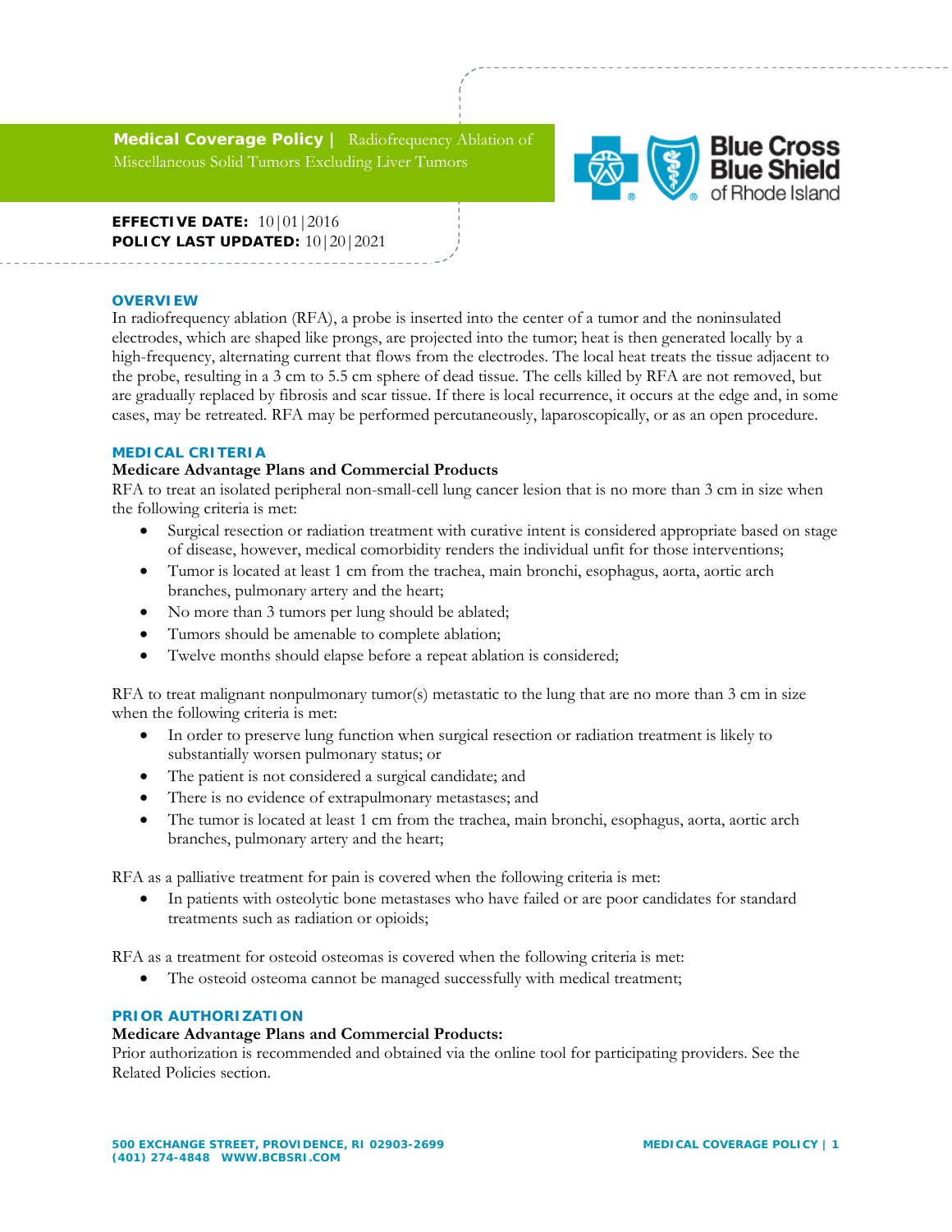**Medical Coverage Policy** | Radiofrequency Ablation of Miscellaneous Solid Tumors Excluding Liver Tumors

**EFFECTIVE DATE:** 10|01|2016
**POLICY LAST UPDATED:** 10|20|2021

## OVERVIEW

In radiofrequency ablation (RFA), a probe is inserted into the center of a tumor and the noninsulated electrodes, which are shaped like prongs, are projected into the tumor; heat is then generated locally by a high-frequency, alternating current that flows from the electrodes. The local heat treats the tissue adjacent to the probe, resulting in a 3 cm to 5.5 cm sphere of dead tissue. The cells killed by RFA are not removed, but are gradually replaced by fibrosis and scar tissue. If there is local recurrence, it occurs at the edge and, in some cases, may be retreated. RFA may be performed percutaneously, laparoscopically, or as an open procedure.

## MEDICAL CRITERIA

**Medicare Advantage Plans and Commercial Products**

RFA to treat an isolated peripheral non-small-cell lung cancer lesion that is no more than 3 cm in size when the following criteria is met:

- Surgical resection or radiation treatment with curative intent is considered appropriate based on stage of disease, however, medical comorbidity renders the individual unfit for those interventions;
- Tumor is located at least 1 cm from the trachea, main bronchi, esophagus, aorta, aortic arch branches, pulmonary artery and the heart;
- No more than 3 tumors per lung should be ablated;
- Tumors should be amenable to complete ablation;
- Twelve months should elapse before a repeat ablation is considered;

RFA to treat malignant nonpulmonary tumor(s) metastatic to the lung that are no more than 3 cm in size when the following criteria is met:

- In order to preserve lung function when surgical resection or radiation treatment is likely to substantially worsen pulmonary status; or
- The patient is not considered a surgical candidate; and
- There is no evidence of extrapulmonary metastases; and
- The tumor is located at least 1 cm from the trachea, main bronchi, esophagus, aorta, aortic arch branches, pulmonary artery and the heart;

RFA as a palliative treatment for pain is covered when the following criteria is met:

- In patients with osteolytic bone metastases who have failed or are poor candidates for standard treatments such as radiation or opioids;

RFA as a treatment for osteoid osteomas is covered when the following criteria is met:

- The osteoid osteoma cannot be managed successfully with medical treatment;

## PRIOR AUTHORIZATION

**Medicare Advantage Plans and Commercial Products:**

Prior authorization is recommended and obtained via the online tool for participating providers. See the Related Policies section.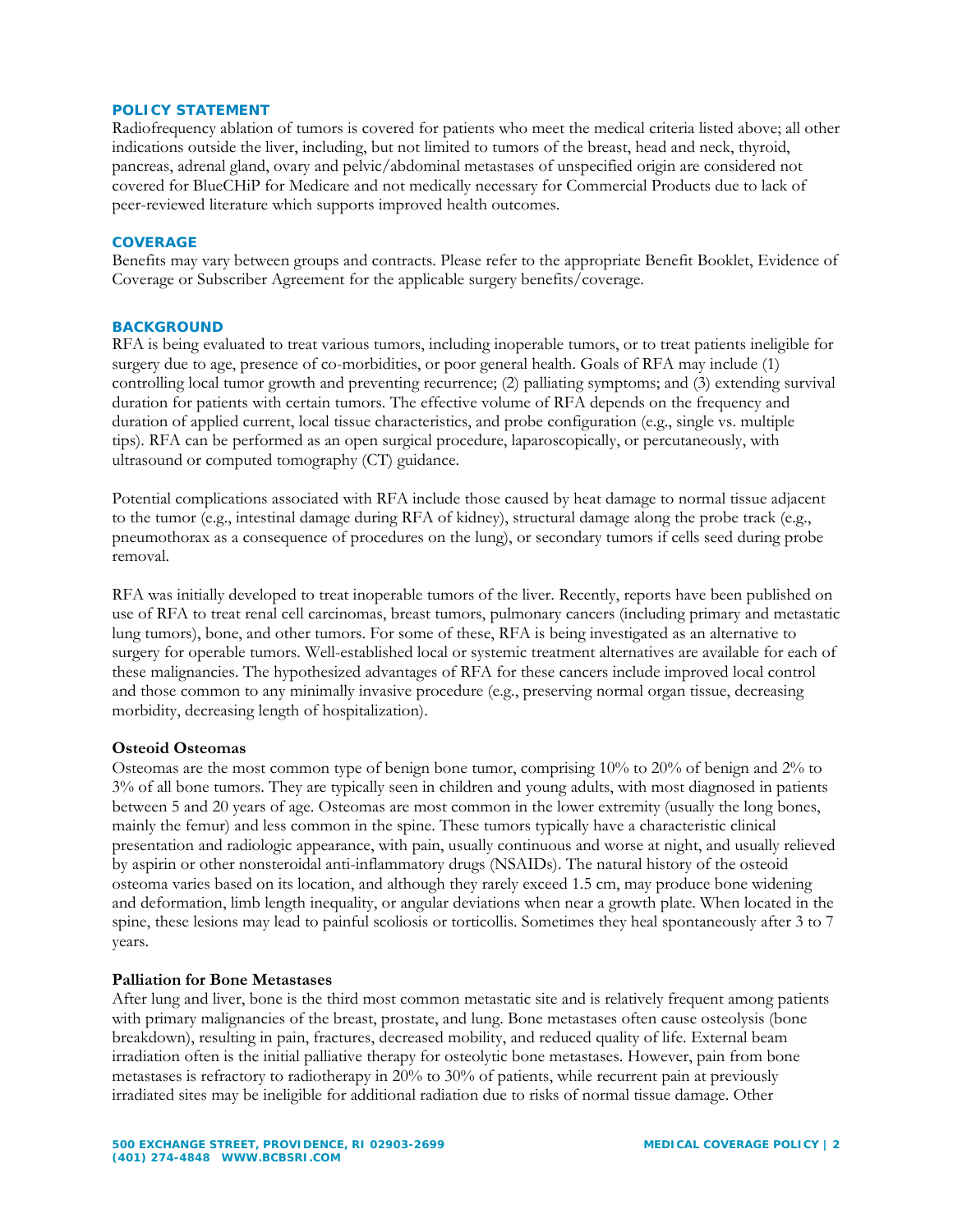## POLICY STATEMENT

Radiofrequency ablation of tumors is covered for patients who meet the medical criteria listed above; all other indications outside the liver, including, but not limited to tumors of the breast, head and neck, thyroid, pancreas, adrenal gland, ovary and pelvic/abdominal metastases of unspecified origin are considered not covered for BlueCHiP for Medicare and not medically necessary for Commercial Products due to lack of peer-reviewed literature which supports improved health outcomes.

## COVERAGE

Benefits may vary between groups and contracts. Please refer to the appropriate Benefit Booklet, Evidence of Coverage or Subscriber Agreement for the applicable surgery benefits/coverage.

## BACKGROUND

RFA is being evaluated to treat various tumors, including inoperable tumors, or to treat patients ineligible for surgery due to age, presence of co-morbidities, or poor general health. Goals of RFA may include (1) controlling local tumor growth and preventing recurrence; (2) palliating symptoms; and (3) extending survival duration for patients with certain tumors. The effective volume of RFA depends on the frequency and duration of applied current, local tissue characteristics, and probe configuration (e.g., single vs. multiple tips). RFA can be performed as an open surgical procedure, laparoscopically, or percutaneously, with ultrasound or computed tomography (CT) guidance.

Potential complications associated with RFA include those caused by heat damage to normal tissue adjacent to the tumor (e.g., intestinal damage during RFA of kidney), structural damage along the probe track (e.g., pneumothorax as a consequence of procedures on the lung), or secondary tumors if cells seed during probe removal.

RFA was initially developed to treat inoperable tumors of the liver. Recently, reports have been published on use of RFA to treat renal cell carcinomas, breast tumors, pulmonary cancers (including primary and metastatic lung tumors), bone, and other tumors. For some of these, RFA is being investigated as an alternative to surgery for operable tumors. Well-established local or systemic treatment alternatives are available for each of these malignancies. The hypothesized advantages of RFA for these cancers include improved local control and those common to any minimally invasive procedure (e.g., preserving normal organ tissue, decreasing morbidity, decreasing length of hospitalization).

**Osteoid Osteomas**

Osteomas are the most common type of benign bone tumor, comprising 10% to 20% of benign and 2% to 3% of all bone tumors. They are typically seen in children and young adults, with most diagnosed in patients between 5 and 20 years of age. Osteomas are most common in the lower extremity (usually the long bones, mainly the femur) and less common in the spine. These tumors typically have a characteristic clinical presentation and radiologic appearance, with pain, usually continuous and worse at night, and usually relieved by aspirin or other nonsteroidal anti-inflammatory drugs (NSAIDs). The natural history of the osteoid osteoma varies based on its location, and although they rarely exceed 1.5 cm, may produce bone widening and deformation, limb length inequality, or angular deviations when near a growth plate. When located in the spine, these lesions may lead to painful scoliosis or torticollis. Sometimes they heal spontaneously after 3 to 7 years.

**Palliation for Bone Metastases**

After lung and liver, bone is the third most common metastatic site and is relatively frequent among patients with primary malignancies of the breast, prostate, and lung. Bone metastases often cause osteolysis (bone breakdown), resulting in pain, fractures, decreased mobility, and reduced quality of life. External beam irradiation often is the initial palliative therapy for osteolytic bone metastases. However, pain from bone metastases is refractory to radiotherapy in 20% to 30% of patients, while recurrent pain at previously irradiated sites may be ineligible for additional radiation due to risks of normal tissue damage. Other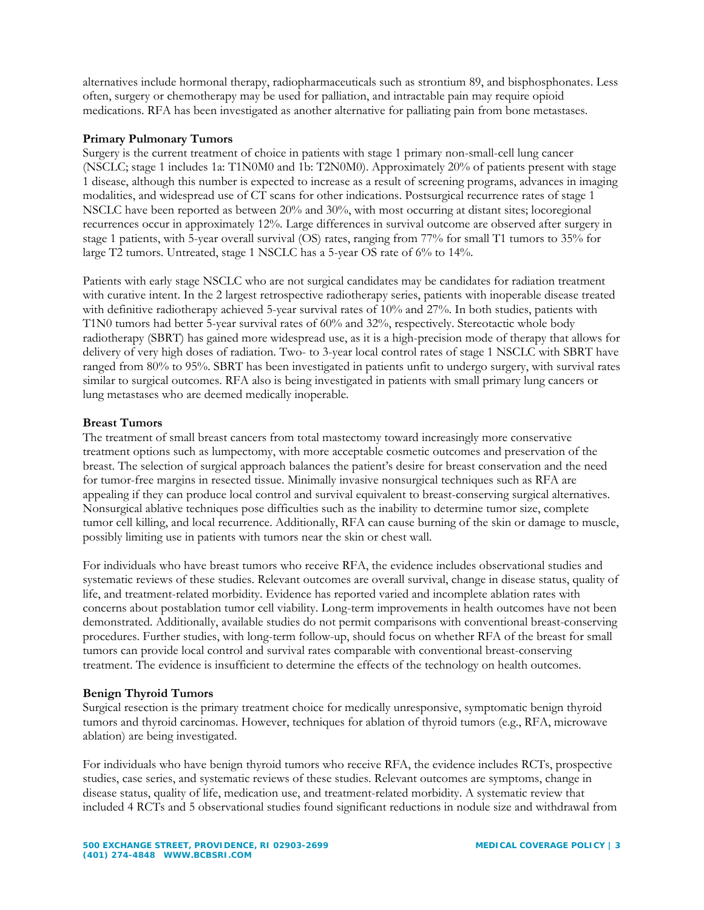alternatives include hormonal therapy, radiopharmaceuticals such as strontium 89, and bisphosphonates. Less often, surgery or chemotherapy may be used for palliation, and intractable pain may require opioid medications. RFA has been investigated as another alternative for palliating pain from bone metastases.

**Primary Pulmonary Tumors**

Surgery is the current treatment of choice in patients with stage 1 primary non-small-cell lung cancer (NSCLC; stage 1 includes 1a: T1N0M0 and 1b: T2N0M0). Approximately 20% of patients present with stage 1 disease, although this number is expected to increase as a result of screening programs, advances in imaging modalities, and widespread use of CT scans for other indications. Postsurgical recurrence rates of stage 1 NSCLC have been reported as between 20% and 30%, with most occurring at distant sites; locoregional recurrences occur in approximately 12%. Large differences in survival outcome are observed after surgery in stage 1 patients, with 5-year overall survival (OS) rates, ranging from 77% for small T1 tumors to 35% for large T2 tumors. Untreated, stage 1 NSCLC has a 5-year OS rate of 6% to 14%.

Patients with early stage NSCLC who are not surgical candidates may be candidates for radiation treatment with curative intent. In the 2 largest retrospective radiotherapy series, patients with inoperable disease treated with definitive radiotherapy achieved 5-year survival rates of 10% and 27%. In both studies, patients with T1N0 tumors had better 5-year survival rates of 60% and 32%, respectively. Stereotactic whole body radiotherapy (SBRT) has gained more widespread use, as it is a high-precision mode of therapy that allows for delivery of very high doses of radiation. Two- to 3-year local control rates of stage 1 NSCLC with SBRT have ranged from 80% to 95%. SBRT has been investigated in patients unfit to undergo surgery, with survival rates similar to surgical outcomes. RFA also is being investigated in patients with small primary lung cancers or lung metastases who are deemed medically inoperable.

**Breast Tumors**

The treatment of small breast cancers from total mastectomy toward increasingly more conservative treatment options such as lumpectomy, with more acceptable cosmetic outcomes and preservation of the breast. The selection of surgical approach balances the patient's desire for breast conservation and the need for tumor-free margins in resected tissue. Minimally invasive nonsurgical techniques such as RFA are appealing if they can produce local control and survival equivalent to breast-conserving surgical alternatives. Nonsurgical ablative techniques pose difficulties such as the inability to determine tumor size, complete tumor cell killing, and local recurrence. Additionally, RFA can cause burning of the skin or damage to muscle, possibly limiting use in patients with tumors near the skin or chest wall.

For individuals who have breast tumors who receive RFA, the evidence includes observational studies and systematic reviews of these studies. Relevant outcomes are overall survival, change in disease status, quality of life, and treatment-related morbidity. Evidence has reported varied and incomplete ablation rates with concerns about postablation tumor cell viability. Long-term improvements in health outcomes have not been demonstrated. Additionally, available studies do not permit comparisons with conventional breast-conserving procedures. Further studies, with long-term follow-up, should focus on whether RFA of the breast for small tumors can provide local control and survival rates comparable with conventional breast-conserving treatment. The evidence is insufficient to determine the effects of the technology on health outcomes.

**Benign Thyroid Tumors**

Surgical resection is the primary treatment choice for medically unresponsive, symptomatic benign thyroid tumors and thyroid carcinomas. However, techniques for ablation of thyroid tumors (e.g., RFA, microwave ablation) are being investigated.

For individuals who have benign thyroid tumors who receive RFA, the evidence includes RCTs, prospective studies, case series, and systematic reviews of these studies. Relevant outcomes are symptoms, change in disease status, quality of life, medication use, and treatment-related morbidity. A systematic review that included 4 RCTs and 5 observational studies found significant reductions in nodule size and withdrawal from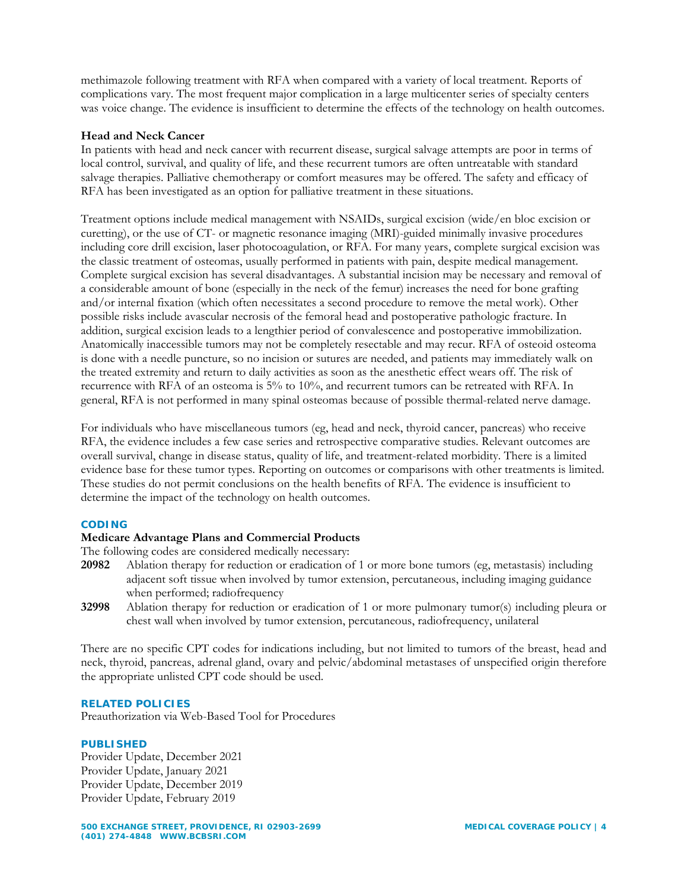methimazole following treatment with RFA when compared with a variety of local treatment. Reports of complications vary. The most frequent major complication in a large multicenter series of specialty centers was voice change. The evidence is insufficient to determine the effects of the technology on health outcomes.

**Head and Neck Cancer**

In patients with head and neck cancer with recurrent disease, surgical salvage attempts are poor in terms of local control, survival, and quality of life, and these recurrent tumors are often untreatable with standard salvage therapies. Palliative chemotherapy or comfort measures may be offered. The safety and efficacy of RFA has been investigated as an option for palliative treatment in these situations.

Treatment options include medical management with NSAIDs, surgical excision (wide/en bloc excision or curetting), or the use of CT- or magnetic resonance imaging (MRI)-guided minimally invasive procedures including core drill excision, laser photocoagulation, or RFA. For many years, complete surgical excision was the classic treatment of osteomas, usually performed in patients with pain, despite medical management. Complete surgical excision has several disadvantages. A substantial incision may be necessary and removal of a considerable amount of bone (especially in the neck of the femur) increases the need for bone grafting and/or internal fixation (which often necessitates a second procedure to remove the metal work). Other possible risks include avascular necrosis of the femoral head and postoperative pathologic fracture. In addition, surgical excision leads to a lengthier period of convalescence and postoperative immobilization. Anatomically inaccessible tumors may not be completely resectable and may recur. RFA of osteoid osteoma is done with a needle puncture, so no incision or sutures are needed, and patients may immediately walk on the treated extremity and return to daily activities as soon as the anesthetic effect wears off. The risk of recurrence with RFA of an osteoma is 5% to 10%, and recurrent tumors can be retreated with RFA. In general, RFA is not performed in many spinal osteomas because of possible thermal-related nerve damage.

For individuals who have miscellaneous tumors (eg, head and neck, thyroid cancer, pancreas) who receive RFA, the evidence includes a few case series and retrospective comparative studies. Relevant outcomes are overall survival, change in disease status, quality of life, and treatment-related morbidity. There is a limited evidence base for these tumor types. Reporting on outcomes or comparisons with other treatments is limited. These studies do not permit conclusions on the health benefits of RFA. The evidence is insufficient to determine the impact of the technology on health outcomes.

## CODING

**Medicare Advantage Plans and Commercial Products**

The following codes are considered medically necessary:

**20982** Ablation therapy for reduction or eradication of 1 or more bone tumors (eg, metastasis) including adjacent soft tissue when involved by tumor extension, percutaneous, including imaging guidance when performed; radiofrequency

**32998** Ablation therapy for reduction or eradication of 1 or more pulmonary tumor(s) including pleura or chest wall when involved by tumor extension, percutaneous, radiofrequency, unilateral

There are no specific CPT codes for indications including, but not limited to tumors of the breast, head and neck, thyroid, pancreas, adrenal gland, ovary and pelvic/abdominal metastases of unspecified origin therefore the appropriate unlisted CPT code should be used.

## RELATED POLICIES

Preauthorization via Web-Based Tool for Procedures

## PUBLISHED

Provider Update, December 2021
Provider Update, January 2021
Provider Update, December 2019
Provider Update, February 2019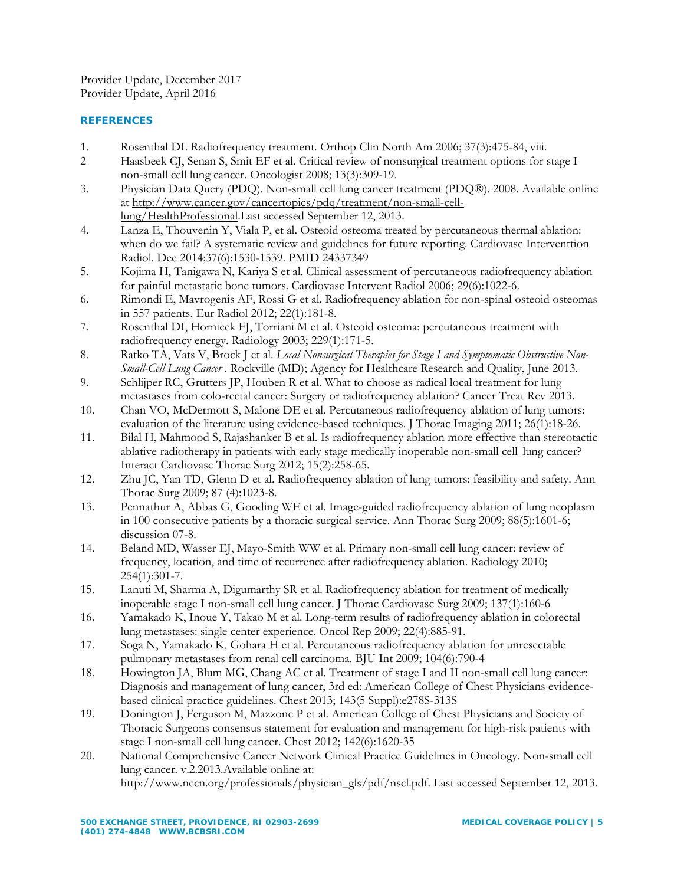Provider Update, December 2017

~~Provider Update, April 2016~~

## REFERENCES

1. Rosenthal DI. Radiofrequency treatment. Orthop Clin North Am 2006; 37(3):475-84, viii.
2. Haasbeek CJ, Senan S, Smit EF et al. Critical review of nonsurgical treatment options for stage I non-small cell lung cancer. Oncologist 2008; 13(3):309-19.
3. Physician Data Query (PDQ). Non-small cell lung cancer treatment (PDQ®). 2008. Available online at http://www.cancer.gov/cancertopics/pdq/treatment/non-small-cell-lung/HealthProfessional.Last accessed September 12, 2013.
4. Lanza E, Thouvenin Y, Viala P, et al. Osteoid osteoma treated by percutaneous thermal ablation: when do we fail? A systematic review and guidelines for future reporting. Cardiovasc Interventtion Radiol. Dec 2014;37(6):1530-1539. PMID 24337349
5. Kojima H, Tanigawa N, Kariya S et al. Clinical assessment of percutaneous radiofrequency ablation for painful metastatic bone tumors. Cardiovasc Intervent Radiol 2006; 29(6):1022-6.
6. Rimondi E, Mavrogenis AF, Rossi G et al. Radiofrequency ablation for non-spinal osteoid osteomas in 557 patients. Eur Radiol 2012; 22(1):181-8.
7. Rosenthal DI, Hornicek FJ, Torriani M et al. Osteoid osteoma: percutaneous treatment with radiofrequency energy. Radiology 2003; 229(1):171-5.
8. Ratko TA, Vats V, Brock J et al. *Local Nonsurgical Therapies for Stage I and Symptomatic Obstructive Non-Small-Cell Lung Cancer* . Rockville (MD); Agency for Healthcare Research and Quality, June 2013.
9. Schlijper RC, Grutters JP, Houben R et al. What to choose as radical local treatment for lung metastases from colo-rectal cancer: Surgery or radiofrequency ablation? Cancer Treat Rev 2013.
10. Chan VO, McDermott S, Malone DE et al. Percutaneous radiofrequency ablation of lung tumors: evaluation of the literature using evidence-based techniques. J Thorac Imaging 2011; 26(1):18-26.
11. Bilal H, Mahmood S, Rajashanker B et al. Is radiofrequency ablation more effective than stereotactic ablative radiotherapy in patients with early stage medically inoperable non-small cell lung cancer? Interact Cardiovasc Thorac Surg 2012; 15(2):258-65.
12. Zhu JC, Yan TD, Glenn D et al. Radiofrequency ablation of lung tumors: feasibility and safety. Ann Thorac Surg 2009; 87 (4):1023-8.
13. Pennathur A, Abbas G, Gooding WE et al. Image-guided radiofrequency ablation of lung neoplasm in 100 consecutive patients by a thoracic surgical service. Ann Thorac Surg 2009; 88(5):1601-6; discussion 07-8.
14. Beland MD, Wasser EJ, Mayo-Smith WW et al. Primary non-small cell lung cancer: review of frequency, location, and time of recurrence after radiofrequency ablation. Radiology 2010; 254(1):301-7.
15. Lanuti M, Sharma A, Digumarthy SR et al. Radiofrequency ablation for treatment of medically inoperable stage I non-small cell lung cancer. J Thorac Cardiovasc Surg 2009; 137(1):160-6
16. Yamakado K, Inoue Y, Takao M et al. Long-term results of radiofrequency ablation in colorectal lung metastases: single center experience. Oncol Rep 2009; 22(4):885-91.
17. Soga N, Yamakado K, Gohara H et al. Percutaneous radiofrequency ablation for unresectable pulmonary metastases from renal cell carcinoma. BJU Int 2009; 104(6):790-4
18. Howington JA, Blum MG, Chang AC et al. Treatment of stage I and II non-small cell lung cancer: Diagnosis and management of lung cancer, 3rd ed: American College of Chest Physicians evidence-based clinical practice guidelines. Chest 2013; 143(5 Suppl):e278S-313S
19. Donington J, Ferguson M, Mazzone P et al. American College of Chest Physicians and Society of Thoracic Surgeons consensus statement for evaluation and management for high-risk patients with stage I non-small cell lung cancer. Chest 2012; 142(6):1620-35
20. National Comprehensive Cancer Network Clinical Practice Guidelines in Oncology. Non-small cell lung cancer. v.2.2013.Available online at: http://www.nccn.org/professionals/physician_gls/pdf/nscl.pdf. Last accessed September 12, 2013.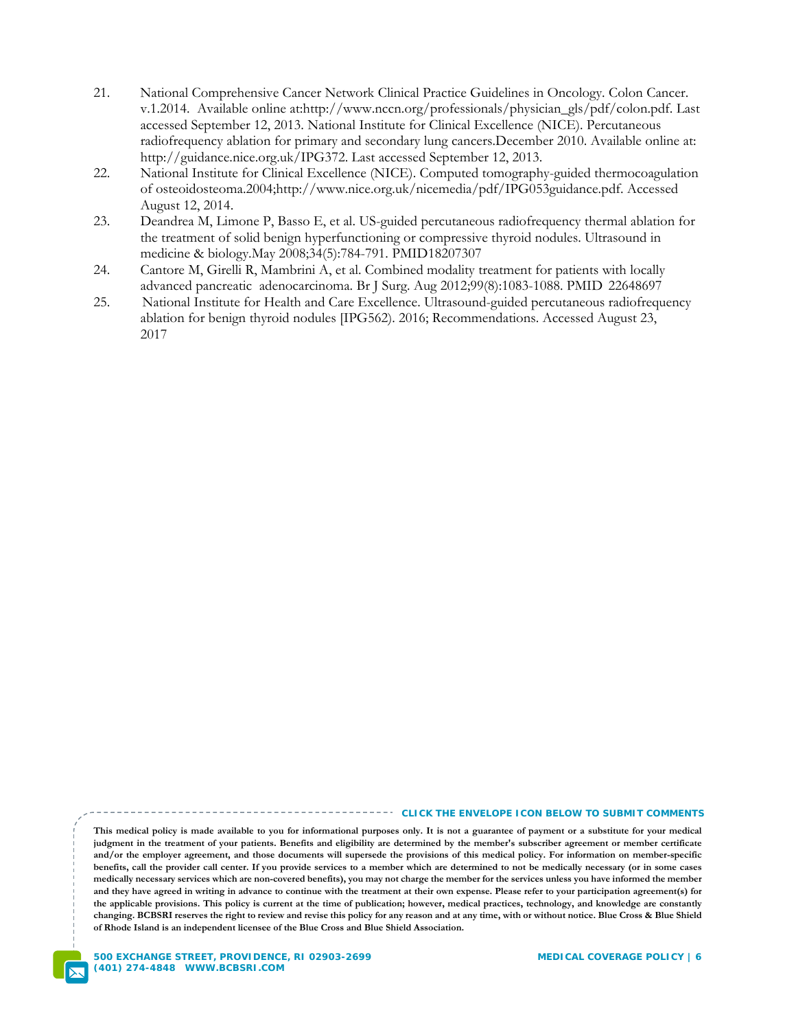21. National Comprehensive Cancer Network Clinical Practice Guidelines in Oncology. Colon Cancer. v.1.2014. Available online at:http://www.nccn.org/professionals/physician_gls/pdf/colon.pdf. Last accessed September 12, 2013. National Institute for Clinical Excellence (NICE). Percutaneous radiofrequency ablation for primary and secondary lung cancers.December 2010. Available online at: http://guidance.nice.org.uk/IPG372. Last accessed September 12, 2013.
22. National Institute for Clinical Excellence (NICE). Computed tomography-guided thermocoagulation of osteoidosteoma.2004;http://www.nice.org.uk/nicemedia/pdf/IPG053guidance.pdf. Accessed August 12, 2014.
23. Deandrea M, Limone P, Basso E, et al. US-guided percutaneous radiofrequency thermal ablation for the treatment of solid benign hyperfunctioning or compressive thyroid nodules. Ultrasound in medicine & biology.May 2008;34(5):784-791. PMID18207307
24. Cantore M, Girelli R, Mambrini A, et al. Combined modality treatment for patients with locally advanced pancreatic adenocarcinoma. Br J Surg. Aug 2012;99(8):1083-1088. PMID 22648697
25. National Institute for Health and Care Excellence. Ultrasound-guided percutaneous radiofrequency ablation for benign thyroid nodules [IPG562). 2016; Recommendations. Accessed August 23, 2017

CLICK THE ENVELOPE ICON BELOW TO SUBMIT COMMENTS

**This medical policy is made available to you for informational purposes only. It is not a guarantee of payment or a substitute for your medical judgment in the treatment of your patients. Benefits and eligibility are determined by the member's subscriber agreement or member certificate and/or the employer agreement, and those documents will supersede the provisions of this medical policy. For information on member-specific benefits, call the provider call center. If you provide services to a member which are determined to not be medically necessary (or in some cases medically necessary services which are non-covered benefits), you may not charge the member for the services unless you have informed the member and they have agreed in writing in advance to continue with the treatment at their own expense. Please refer to your participation agreement(s) for the applicable provisions. This policy is current at the time of publication; however, medical practices, technology, and knowledge are constantly changing. BCBSRI reserves the right to review and revise this policy for any reason and at any time, with or without notice. Blue Cross & Blue Shield of Rhode Island is an independent licensee of the Blue Cross and Blue Shield Association.**

500 EXCHANGE STREET, PROVIDENCE, RI 02903-2699
(401) 274-4848 WWW.BCBSRI.COM